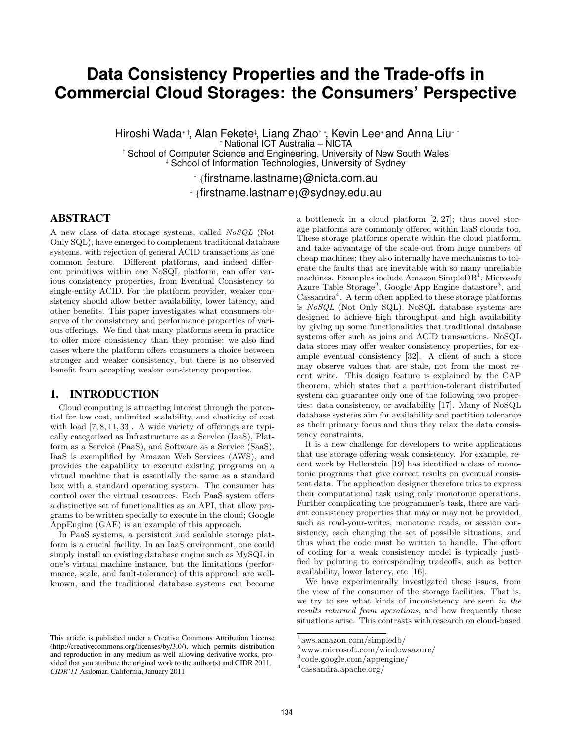# Data Consistency Properties and the Trade-offs in Commercial Cloud Storages: the Consumers' Perspective

Hiroshi Wada[*,†], Alan Fekete[‡], Liang Zhao[†,*], Kevin Lee[*] and Anna Liu[*,†]

[*] National ICT Australia – NICTA

[†] School of Computer Science and Engineering, University of New South Wales

[‡] School of Information Technologies, University of Sydney

[*] {firstname.lastname}@nicta.com.au

[‡] {firstname.lastname}@sydney.edu.au

## ABSTRACT

A new class of data storage systems, called *NoSQL* (Not Only SQL), have emerged to complement traditional database systems, with rejection of general ACID transactions as one common feature. Different platforms, and indeed different primitives within one NoSQL platform, can offer various consistency properties, from Eventual Consistency to single-entity ACID. For the platform provider, weaker consistency should allow better availability, lower latency, and other benefits. This paper investigates what consumers observe of the consistency and performance properties of various offerings. We find that many platforms seem in practice to offer more consistency than they promise; we also find cases where the platform offers consumers a choice between stronger and weaker consistency, but there is no observed benefit from accepting weaker consistency properties.

## 1. INTRODUCTION

Cloud computing is attracting interest through the potential for low cost, unlimited scalability, and elasticity of cost with load [7, 8, 11, 33]. A wide variety of offerings are typically categorized as Infrastructure as a Service (IaaS), Platform as a Service (PaaS), and Software as a Service (SaaS). IaaS is exemplified by Amazon Web Services (AWS), and provides the capability to execute existing programs on a virtual machine that is essentially the same as a standard box with a standard operating system. The consumer has control over the virtual resources. Each PaaS system offers a distinctive set of functionalities as an API, that allow programs to be written specially to execute in the cloud; Google AppEngine (GAE) is an example of this approach.

In PaaS systems, a persistent and scalable storage platform is a crucial facility. In an IaaS environment, one could simply install an existing database engine such as MySQL in one's virtual machine instance, but the limitations (performance, scale, and fault-tolerance) of this approach are well-known, and the traditional database systems can become a bottleneck in a cloud platform [2, 27]; thus novel storage platforms are commonly offered within IaaS clouds too. These storage platforms operate within the cloud platform, and take advantage of the scale-out from huge numbers of cheap machines; they also internally have mechanisms to tolerate the faults that are inevitable with so many unreliable machines. Examples include Amazon SimpleDB[1], Microsoft Azure Table Storage[2], Google App Engine datastore[3], and Cassandra[4]. A term often applied to these storage platforms is *NoSQL* (Not Only SQL). NoSQL database systems are designed to achieve high throughput and high availability by giving up some functionalities that traditional database systems offer such as joins and ACID transactions. NoSQL data stores may offer weaker consistency properties, for example eventual consistency [32]. A client of such a store may observe values that are stale, not from the most recent write. This design feature is explained by the CAP theorem, which states that a partition-tolerant distributed system can guarantee only one of the following two properties: data consistency, or availability [17]. Many of NoSQL database systems aim for availability and partition tolerance as their primary focus and thus they relax the data consistency constraints.

It is a new challenge for developers to write applications that use storage offering weak consistency. For example, recent work by Hellerstein [19] has identified a class of monotonic programs that give correct results on eventual consistent data. The application designer therefore tries to express their computational task using only monotonic operations. Further complicating the programmer's task, there are variant consistency properties that may or may not be provided, such as read-your-writes, monotonic reads, or session consistency, each changing the set of possible situations, and thus what the code must be written to handle. The effort of coding for a weak consistency model is typically justified by pointing to corresponding tradeoffs, such as better availability, lower latency, etc [16].

We have experimentally investigated these issues, from the view of the consumer of the storage facilities. That is, we try to see what kinds of inconsistency are seen *in the results returned from operations*, and how frequently these situations arise. This contrasts with research on cloud-based

[1] aws.amazon.com/simpledb/

[2] www.microsoft.com/windowsazure/

[3] code.google.com/appengine/

[4] cassandra.apache.org/

This article is published under a Creative Commons Attribution License (http://creativecommons.org/licenses/by/3.0/), which permits distribution and reproduction in any medium as well allowing derivative works, provided that you attribute the original work to the author(s) and CIDR 2011. *CIDR'11* Asilomar, California, January 2011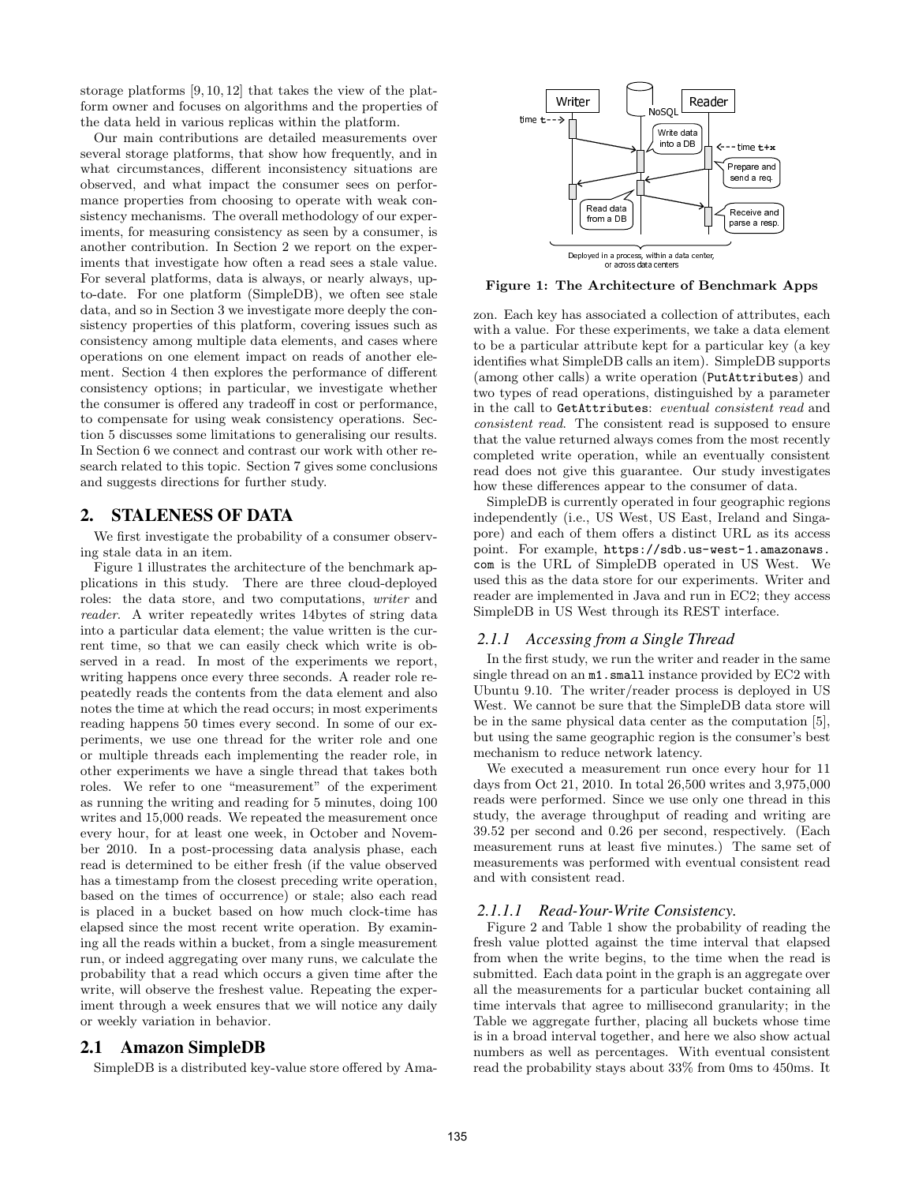storage platforms [9, 10, 12] that takes the view of the platform owner and focuses on algorithms and the properties of the data held in various replicas within the platform.

Our main contributions are detailed measurements over several storage platforms, that show how frequently, and in what circumstances, different inconsistency situations are observed, and what impact the consumer sees on performance properties from choosing to operate with weak consistency mechanisms. The overall methodology of our experiments, for measuring consistency as seen by a consumer, is another contribution. In Section 2 we report on the experiments that investigate how often a read sees a stale value. For several platforms, data is always, or nearly always, up-to-date. For one platform (SimpleDB), we often see stale data, and so in Section 3 we investigate more deeply the consistency properties of this platform, covering issues such as consistency among multiple data elements, and cases where operations on one element impact on reads of another element. Section 4 then explores the performance of different consistency options; in particular, we investigate whether the consumer is offered any tradeoff in cost or performance, to compensate for using weak consistency operations. Section 5 discusses some limitations to generalising our results. In Section 6 we connect and contrast our work with other research related to this topic. Section 7 gives some conclusions and suggests directions for further study.

## 2. STALENESS OF DATA

We first investigate the probability of a consumer observing stale data in an item.

Figure 1 illustrates the architecture of the benchmark applications in this study. There are three cloud-deployed roles: the data store, and two computations, *writer* and *reader*. A writer repeatedly writes 14bytes of string data into a particular data element; the value written is the current time, so that we can easily check which write is observed in a read. In most of the experiments we report, writing happens once every three seconds. A reader role repeatedly reads the contents from the data element and also notes the time at which the read occurs; in most experiments reading happens 50 times every second. In some of our experiments, we use one thread for the writer role and one or multiple threads each implementing the reader role, in other experiments we have a single thread that takes both roles. We refer to one "measurement" of the experiment as running the writing and reading for 5 minutes, doing 100 writes and 15,000 reads. We repeated the measurement once every hour, for at least one week, in October and November 2010. In a post-processing data analysis phase, each read is determined to be either fresh (if the value observed has a timestamp from the closest preceding write operation, based on the times of occurrence) or stale; also each read is placed in a bucket based on how much clock-time has elapsed since the most recent write operation. By examining all the reads within a bucket, from a single measurement run, or indeed aggregating over many runs, we calculate the probability that a read which occurs a given time after the write, will observe the freshest value. Repeating the experiment through a week ensures that we will notice any daily or weekly variation in behavior.

### 2.1 Amazon SimpleDB

SimpleDB is a distributed key-value store offered by Amazon. Each key has associated a collection of attributes, each with a value. For these experiments, we take a data element to be a particular attribute kept for a particular key (a key identifies what SimpleDB calls an item). SimpleDB supports (among other calls) a write operation (`PutAttributes`) and two types of read operations, distinguished by a parameter in the call to `GetAttributes`: *eventual consistent read* and *consistent read*. The consistent read is supposed to ensure that the value returned always comes from the most recently completed write operation, while an eventually consistent read does not give this guarantee. Our study investigates how these differences appear to the consumer of data.

**Figure 1: The Architecture of Benchmark Apps**

SimpleDB is currently operated in four geographic regions independently (i.e., US West, US East, Ireland and Singapore) and each of them offers a distinct URL as its access point. For example, `https://sdb.us-west-1.amazonaws.com` is the URL of SimpleDB operated in US West. We used this as the data store for our experiments. Writer and reader are implemented in Java and run in EC2; they access SimpleDB in US West through its REST interface.

#### 2.1.1 Accessing from a Single Thread

In the first study, we run the writer and reader in the same single thread on an `m1.small` instance provided by EC2 with Ubuntu 9.10. The writer/reader process is deployed in US West. We cannot be sure that the SimpleDB data store will be in the same physical data center as the computation [5], but using the same geographic region is the consumer's best mechanism to reduce network latency.

We executed a measurement run once every hour for 11 days from Oct 21, 2010. In total 26,500 writes and 3,975,000 reads were performed. Since we use only one thread in this study, the average throughput of reading and writing are 39.52 per second and 0.26 per second, respectively. (Each measurement runs at least five minutes.) The same set of measurements was performed with eventual consistent read and with consistent read.

##### 2.1.1.1 Read-Your-Write Consistency.

Figure 2 and Table 1 show the probability of reading the fresh value plotted against the time interval that elapsed from when the write begins, to the time when the read is submitted. Each data point in the graph is an aggregate over all the measurements for a particular bucket containing all time intervals that agree to millisecond granularity; in the Table we aggregate further, placing all buckets whose time is in a broad interval together, and here we also show actual numbers as well as percentages. With eventual consistent read the probability stays about 33% from 0ms to 450ms. It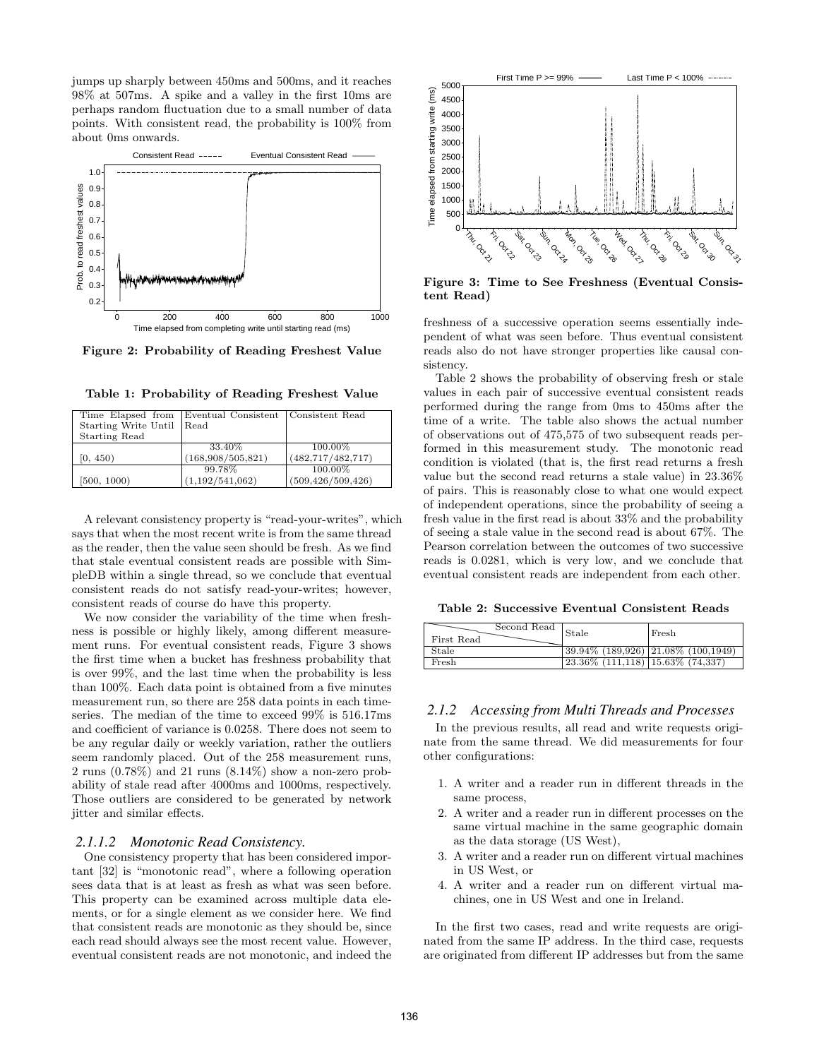jumps up sharply between 450ms and 500ms, and it reaches 98% at 507ms. A spike and a valley in the first 10ms are perhaps random fluctuation due to a small number of data points. With consistent read, the probability is 100% from about 0ms onwards.

**Figure 2: Probability of Reading Freshest Value**

**Table 1: Probability of Reading Freshest Value**

| Time Elapsed from Starting Write Until Starting Read | Eventual Consistent Read | Consistent Read |
|---|---|---|
| [0, 450) | 33.40% (168,908/505,821) | 100.00% (482,717/482,717) |
| [500, 1000) | 99.78% (1,192/541,062) | 100.00% (509,426/509,426) |

A relevant consistency property is "read-your-writes", which says that when the most recent write is from the same thread as the reader, then the value seen should be fresh. As we find that stale eventual consistent reads are possible with SimpleDB within a single thread, so we conclude that eventual consistent reads do not satisfy read-your-writes; however, consistent reads of course do have this property.

We now consider the variability of the time when freshness is possible or highly likely, among different measurement runs. For eventual consistent reads, Figure 3 shows the first time when a bucket has freshness probability that is over 99%, and the last time when the probability is less than 100%. Each data point is obtained from a five minutes measurement run, so there are 258 data points in each timeseries. The median of the time to exceed 99% is 516.17ms and coefficient of variance is 0.0258. There does not seem to be any regular daily or weekly variation, rather the outliers seem randomly placed. Out of the 258 measurement runs, 2 runs (0.78%) and 21 runs (8.14%) show a non-zero probability of stale read after 4000ms and 1000ms, respectively. Those outliers are considered to be generated by network jitter and similar effects.

#### 2.1.1.2 Monotonic Read Consistency.

One consistency property that has been considered important [32] is "monotonic read", where a following operation sees data that is at least as fresh as what was seen before. This property can be examined across multiple data elements, or for a single element as we consider here. We find that consistent reads are monotonic as they should be, since each read should always see the most recent value. However, eventual consistent reads are not monotonic, and indeed the freshness of a successive operation seems essentially independent of what was seen before. Thus eventual consistent reads also do not have stronger properties like causal consistency.

**Figure 3: Time to See Freshness (Eventual Consistent Read)**

Table 2 shows the probability of observing fresh or stale values in each pair of successive eventual consistent reads performed during the range from 0ms to 450ms after the time of a write. The table also shows the actual number of observations out of 475,575 of two subsequent reads performed in this measurement study. The monotonic read condition is violated (that is, the first read returns a fresh value but the second read returns a stale value) in 23.36% of pairs. This is reasonably close to what one would expect of independent operations, since the probability of seeing a fresh value in the first read is about 33% and the probability of seeing a stale value in the second read is about 67%. The Pearson correlation between the outcomes of two successive reads is 0.0281, which is very low, and we conclude that eventual consistent reads are independent from each other.

**Table 2: Successive Eventual Consistent Reads**

| First Read \ Second Read | Stale | Fresh |
|---|---|---|
| Stale | 39.94% (189,926) | 21.08% (100,1949) |
| Fresh | 23.36% (111,118) | 15.63% (74,337) |

### 2.1.2 Accessing from Multi Threads and Processes

In the previous results, all read and write requests originate from the same thread. We did measurements for four other configurations:

1. A writer and a reader run in different threads in the same process,
2. A writer and a reader run in different processes on the same virtual machine in the same geographic domain as the data storage (US West),
3. A writer and a reader run on different virtual machines in US West, or
4. A writer and a reader run on different virtual machines, one in US West and one in Ireland.

In the first two cases, read and write requests are originated from the same IP address. In the third case, requests are originated from different IP addresses but from the same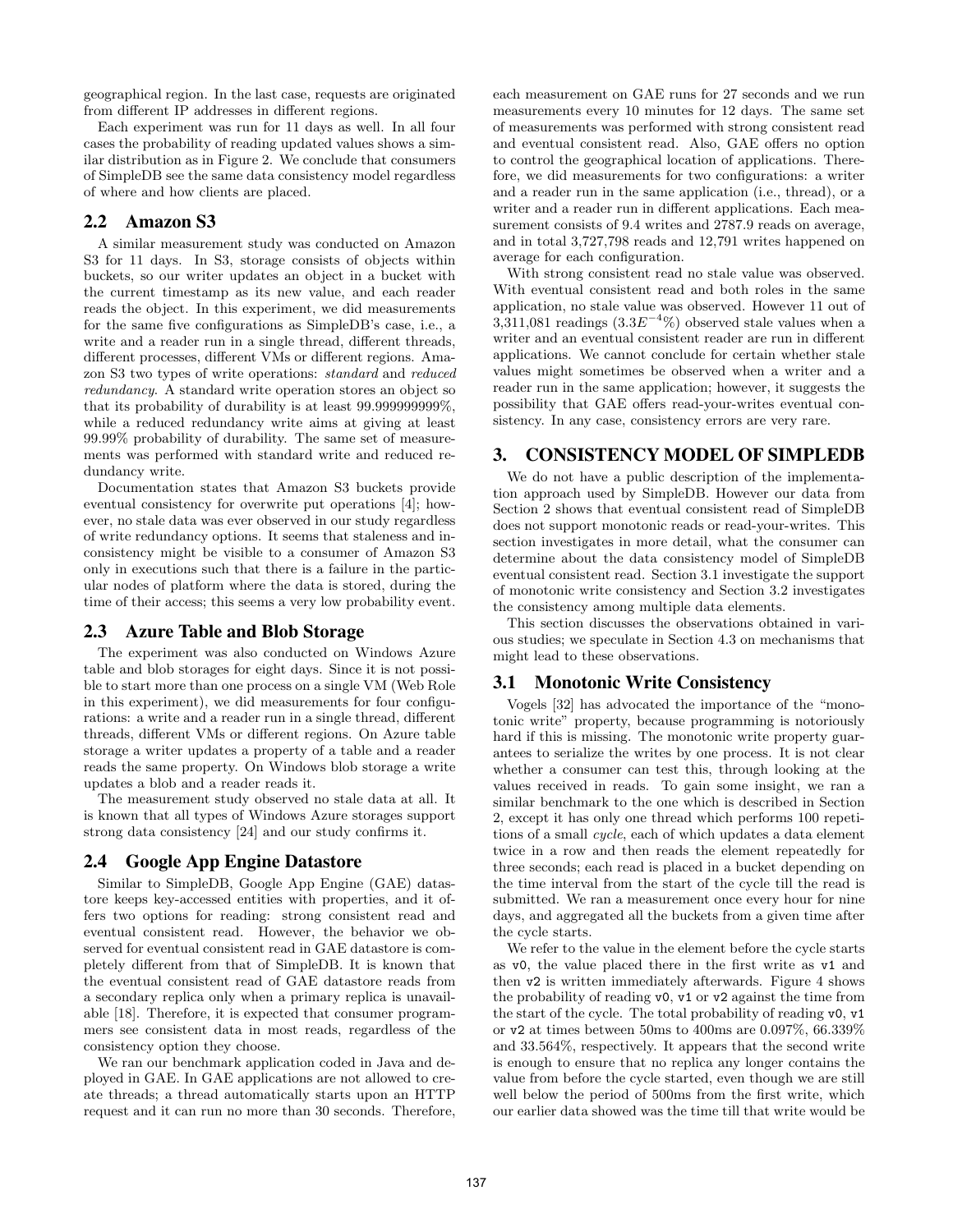geographical region. In the last case, requests are originated from different IP addresses in different regions.

Each experiment was run for 11 days as well. In all four cases the probability of reading updated values shows a similar distribution as in Figure 2. We conclude that consumers of SimpleDB see the same data consistency model regardless of where and how clients are placed.

## 2.2 Amazon S3

A similar measurement study was conducted on Amazon S3 for 11 days. In S3, storage consists of objects within buckets, so our writer updates an object in a bucket with the current timestamp as its new value, and each reader reads the object. In this experiment, we did measurements for the same five configurations as SimpleDB's case, i.e., a write and a reader run in a single thread, different threads, different processes, different VMs or different regions. Amazon S3 two types of write operations: *standard* and *reduced redundancy*. A standard write operation stores an object so that its probability of durability is at least 99.999999999%, while a reduced redundancy write aims at giving at least 99.99% probability of durability. The same set of measurements was performed with standard write and reduced redundancy write.

Documentation states that Amazon S3 buckets provide eventual consistency for overwrite put operations [4]; however, no stale data was ever observed in our study regardless of write redundancy options. It seems that staleness and inconsistency might be visible to a consumer of Amazon S3 only in executions such that there is a failure in the particular nodes of platform where the data is stored, during the time of their access; this seems a very low probability event.

## 2.3 Azure Table and Blob Storage

The experiment was also conducted on Windows Azure table and blob storages for eight days. Since it is not possible to start more than one process on a single VM (Web Role in this experiment), we did measurements for four configurations: a write and a reader run in a single thread, different threads, different VMs or different regions. On Azure table storage a writer updates a property of a table and a reader reads the same property. On Windows blob storage a write updates a blob and a reader reads it.

The measurement study observed no stale data at all. It is known that all types of Windows Azure storages support strong data consistency [24] and our study confirms it.

## 2.4 Google App Engine Datastore

Similar to SimpleDB, Google App Engine (GAE) datastore keeps key-accessed entities with properties, and it offers two options for reading: strong consistent read and eventual consistent read. However, the behavior we observed for eventual consistent read in GAE datastore is completely different from that of SimpleDB. It is known that the eventual consistent read of GAE datastore reads from a secondary replica only when a primary replica is unavailable [18]. Therefore, it is expected that consumer programmers see consistent data in most reads, regardless of the consistency option they choose.

We ran our benchmark application coded in Java and deployed in GAE. In GAE applications are not allowed to create threads; a thread automatically starts upon an HTTP request and it can run no more than 30 seconds. Therefore, each measurement on GAE runs for 27 seconds and we run measurements every 10 minutes for 12 days. The same set of measurements was performed with strong consistent read and eventual consistent read. Also, GAE offers no option to control the geographical location of applications. Therefore, we did measurements for two configurations: a writer and a reader run in the same application (i.e., thread), or a writer and a reader run in different applications. Each measurement consists of 9.4 writes and 2787.9 reads on average, and in total 3,727,798 reads and 12,791 writes happened on average for each configuration.

With strong consistent read no stale value was observed. With eventual consistent read and both roles in the same application, no stale value was observed. However 11 out of 3,311,081 readings ($3.3E^{-4}$%) observed stale values when a writer and an eventual consistent reader are run in different applications. We cannot conclude for certain whether stale values might sometimes be observed when a writer and a reader run in the same application; however, it suggests the possibility that GAE offers read-your-writes eventual consistency. In any case, consistency errors are very rare.

# 3. CONSISTENCY MODEL OF SIMPLEDB

We do not have a public description of the implementation approach used by SimpleDB. However our data from Section 2 shows that eventual consistent read of SimpleDB does not support monotonic reads or read-your-writes. This section investigates in more detail, what the consumer can determine about the data consistency model of SimpleDB eventual consistent read. Section 3.1 investigate the support of monotonic write consistency and Section 3.2 investigates the consistency among multiple data elements.

This section discusses the observations obtained in various studies; we speculate in Section 4.3 on mechanisms that might lead to these observations.

## 3.1 Monotonic Write Consistency

Vogels [32] has advocated the importance of the "monotonic write" property, because programming is notoriously hard if this is missing. The monotonic write property guarantees to serialize the writes by one process. It is not clear whether a consumer can test this, through looking at the values received in reads. To gain some insight, we ran a similar benchmark to the one which is described in Section 2, except it has only one thread which performs 100 repetitions of a small *cycle*, each of which updates a data element twice in a row and then reads the element repeatedly for three seconds; each read is placed in a bucket depending on the time interval from the start of the cycle till the read is submitted. We ran a measurement once every hour for nine days, and aggregated all the buckets from a given time after the cycle starts.

We refer to the value in the element before the cycle starts as `v0`, the value placed there in the first write as `v1` and then `v2` is written immediately afterwards. Figure 4 shows the probability of reading `v0`, `v1` or `v2` against the time from the start of the cycle. The total probability of reading `v0`, `v1` or `v2` at times between 50ms to 400ms are 0.097%, 66.339% and 33.564%, respectively. It appears that the second write is enough to ensure that no replica any longer contains the value from before the cycle started, even though we are still well below the period of 500ms from the first write, which our earlier data showed was the time till that write would be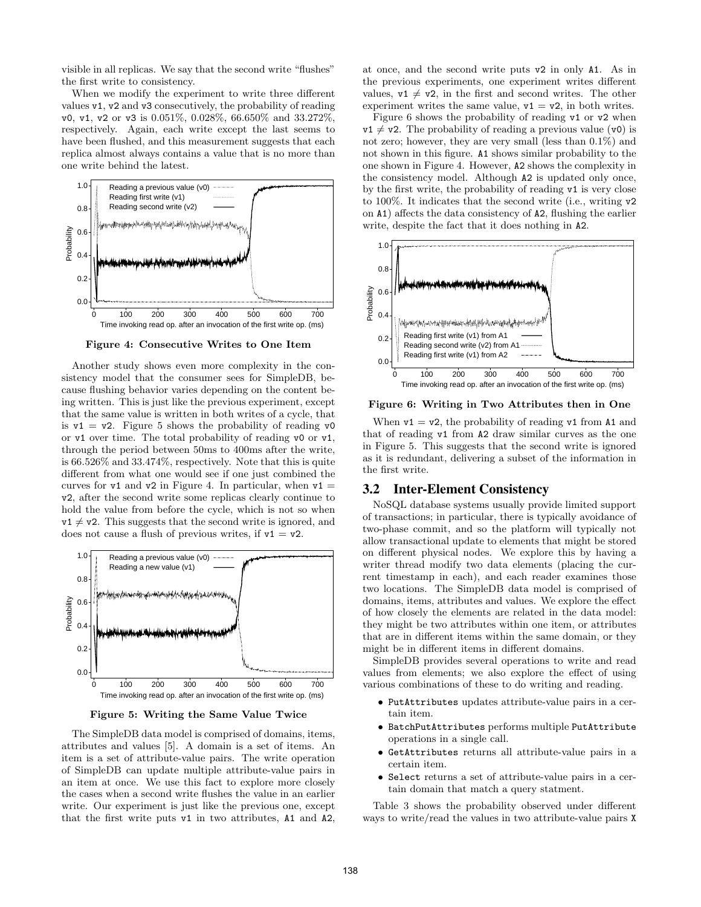visible in all replicas. We say that the second write "flushes" the first write to consistency.

When we modify the experiment to write three different values v1, v2 and v3 consecutively, the probability of reading v0, v1, v2 or v3 is 0.051%, 0.028%, 66.650% and 33.272%, respectively. Again, each write except the last seems to have been flushed, and this measurement suggests that each replica almost always contains a value that is no more than one write behind the latest.

**Figure 4: Consecutive Writes to One Item**

Another study shows even more complexity in the consistency model that the consumer sees for SimpleDB, because flushing behavior varies depending on the content being written. This is just like the previous experiment, except that the same value is written in both writes of a cycle, that is v1 = v2. Figure 5 shows the probability of reading v0 or v1 over time. The total probability of reading v0 or v1, through the period between 50ms to 400ms after the write, is 66.526% and 33.474%, respectively. Note that this is quite different from what one would see if one just combined the curves for v1 and v2 in Figure 4. In particular, when v1 = v2, after the second write some replicas clearly continue to hold the value from before the cycle, which is not so when v1 ≠ v2. This suggests that the second write is ignored, and does not cause a flush of previous writes, if v1 = v2.

**Figure 5: Writing the Same Value Twice**

The SimpleDB data model is comprised of domains, items, attributes and values [5]. A domain is a set of items. An item is a set of attribute-value pairs. The write operation of SimpleDB can update multiple attribute-value pairs in an item at once. We use this fact to explore more closely the cases when a second write flushes the value in an earlier write. Our experiment is just like the previous one, except that the first write puts v1 in two attributes, A1 and A2, at once, and the second write puts v2 in only A1. As in the previous experiments, one experiment writes different values, v1 ≠ v2, in the first and second writes. The other experiment writes the same value, v1 = v2, in both writes.

Figure 6 shows the probability of reading v1 or v2 when v1 ≠ v2. The probability of reading a previous value (v0) is not zero; however, they are very small (less than 0.1%) and not shown in this figure. A1 shows similar probability to the one shown in Figure 4. However, A2 shows the complexity in the consistency model. Although A2 is updated only once, by the first write, the probability of reading v1 is very close to 100%. It indicates that the second write (i.e., writing v2 on A1) affects the data consistency of A2, flushing the earlier write, despite the fact that it does nothing in A2.

**Figure 6: Writing in Two Attributes then in One**

When v1 = v2, the probability of reading v1 from A1 and that of reading v1 from A2 draw similar curves as the one in Figure 5. This suggests that the second write is ignored as it is redundant, delivering a subset of the information in the first write.

## 3.2 Inter-Element Consistency

NoSQL database systems usually provide limited support of transactions; in particular, there is typically avoidance of two-phase commit, and so the platform will typically not allow transactional update to elements that might be stored on different physical nodes. We explore this by having a writer thread modify two data elements (placing the current timestamp in each), and each reader examines those two locations. The SimpleDB data model is comprised of domains, items, attributes and values. We explore the effect of how closely the elements are related in the data model: they might be two attributes within one item, or attributes that are in different items within the same domain, or they might be in different items in different domains.

SimpleDB provides several operations to write and read values from elements; we also explore the effect of using various combinations of these to do writing and reading.

- PutAttributes updates attribute-value pairs in a certain item.
- BatchPutAttributes performs multiple PutAttribute operations in a single call.
- GetAttributes returns all attribute-value pairs in a certain item.
- Select returns a set of attribute-value pairs in a certain domain that match a query statment.

Table 3 shows the probability observed under different ways to write/read the values in two attribute-value pairs X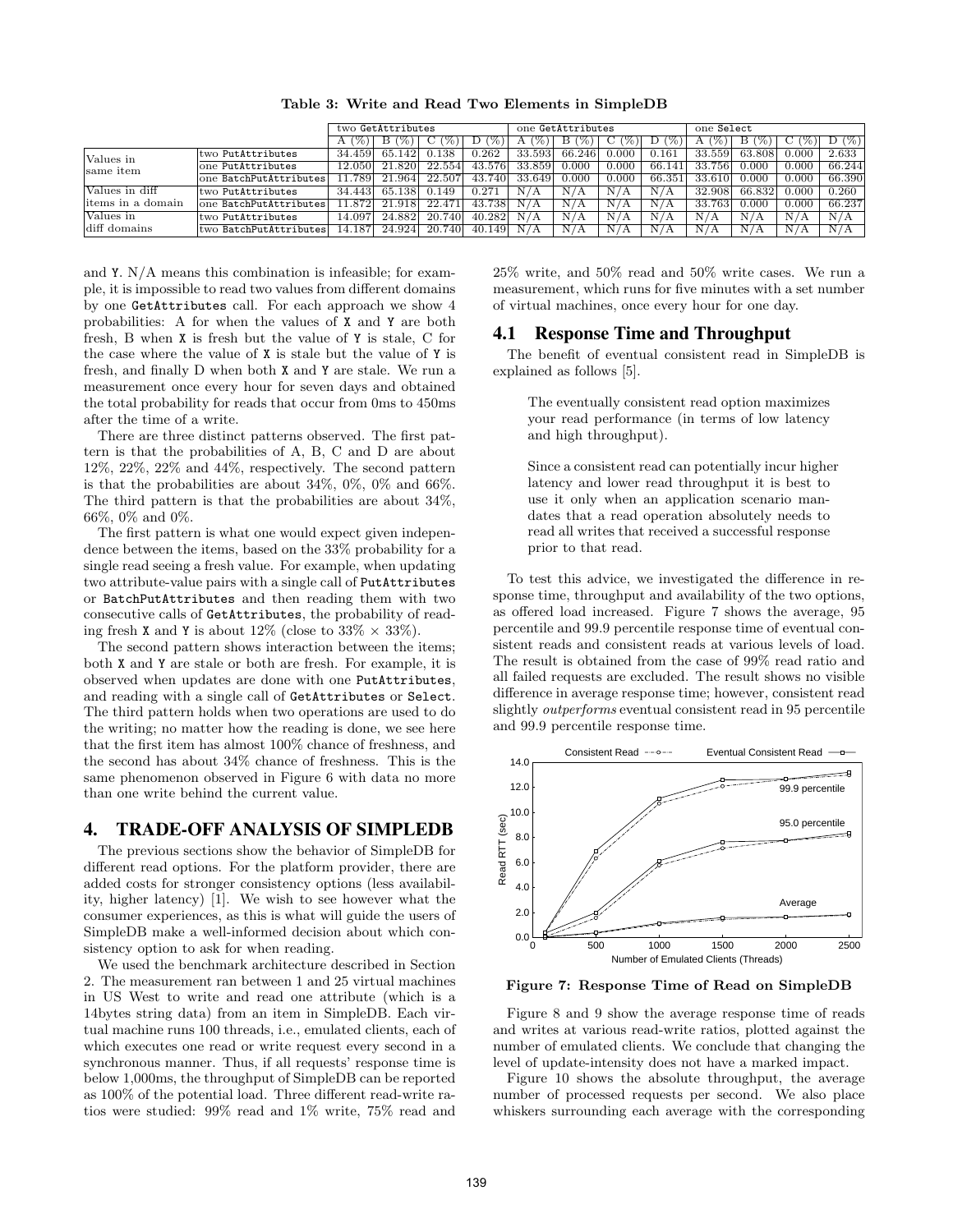**Table 3: Write and Read Two Elements in SimpleDB**

| | | two GetAttributes | | | | one GetAttributes | | | | one Select | | | |
|---|---|---|---|---|---|---|---|---|---|---|---|---|---|
| | | A (%) | B (%) | C (%) | D (%) | A (%) | B (%) | C (%) | D (%) | A (%) | B (%) | C (%) | D (%) |
| Values in same item | two PutAttributes | 34.459 | 65.142 | 0.138 | 0.262 | 33.593 | 66.246 | 0.000 | 0.161 | 33.559 | 63.808 | 0.000 | 2.633 |
| | one PutAttributes | 12.050 | 21.820 | 22.554 | 43.576 | 33.859 | 0.000 | 0.000 | 66.141 | 33.756 | 0.000 | 0.000 | 66.244 |
| | one BatchPutAttributes | 11.789 | 21.964 | 22.507 | 43.740 | 33.649 | 0.000 | 0.000 | 66.351 | 33.610 | 0.000 | 0.000 | 66.390 |
| Values in diff items in a domain | two PutAttributes | 34.443 | 65.138 | 0.149 | 0.271 | N/A | N/A | N/A | N/A | 32.908 | 66.832 | 0.000 | 0.260 |
| | one BatchPutAttributes | 11.872 | 21.918 | 22.471 | 43.738 | N/A | N/A | N/A | N/A | 33.763 | 0.000 | 0.000 | 66.237 |
| Values in diff domains | two PutAttributes | 14.097 | 24.882 | 20.740 | 40.282 | N/A | N/A | N/A | N/A | N/A | N/A | N/A | N/A |
| | two BatchPutAttributes | 14.187 | 24.924 | 20.740 | 40.149 | N/A | N/A | N/A | N/A | N/A | N/A | N/A | N/A |

and Y. N/A means this combination is infeasible; for example, it is impossible to read two values from different domains by one GetAttributes call. For each approach we show 4 probabilities: A for when the values of X and Y are both fresh, B when X is fresh but the value of Y is stale, C for the case where the value of X is stale but the value of Y is fresh, and finally D when both X and Y are stale. We run a measurement once every hour for seven days and obtained the total probability for reads that occur from 0ms to 450ms after the time of a write.

There are three distinct patterns observed. The first pattern is that the probabilities of A, B, C and D are about 12%, 22%, 22% and 44%, respectively. The second pattern is that the probabilities are about 34%, 0%, 0% and 66%. The third pattern is that the probabilities are about 34%, 66%, 0% and 0%.

The first pattern is what one would expect given independence between the items, based on the 33% probability for a single read seeing a fresh value. For example, when updating two attribute-value pairs with a single call of PutAttributes or BatchPutAttributes and then reading them with two consecutive calls of GetAttributes, the probability of reading fresh X and Y is about 12% (close to 33% × 33%).

The second pattern shows interaction between the items; both X and Y are stale or both are fresh. For example, it is observed when updates are done with one PutAttributes, and reading with a single call of GetAttributes or Select. The third pattern holds when two operations are used to do the writing; no matter how the reading is done, we see here that the first item has almost 100% chance of freshness, and the second has about 34% chance of freshness. This is the same phenomenon observed in Figure 6 with data no more than one write behind the current value.

# 4. TRADE-OFF ANALYSIS OF SIMPLEDB

The previous sections show the behavior of SimpleDB for different read options. For the platform provider, there are added costs for stronger consistency options (less availability, higher latency) [1]. We wish to see however what the consumer experiences, as this is what will guide the users of SimpleDB make a well-informed decision about which consistency option to ask for when reading.

We used the benchmark architecture described in Section 2. The measurement ran between 1 and 25 virtual machines in US West to write and read one attribute (which is a 14bytes string data) from an item in SimpleDB. Each virtual machine runs 100 threads, i.e., emulated clients, each of which executes one read or write request every second in a synchronous manner. Thus, if all requests' response time is below 1,000ms, the throughput of SimpleDB can be reported as 100% of the potential load. Three different read-write ratios were studied: 99% read and 1% write, 75% read and 25% write, and 50% read and 50% write cases. We run a measurement, which runs for five minutes with a set number of virtual machines, once every hour for one day.

## 4.1 Response Time and Throughput

The benefit of eventual consistent read in SimpleDB is explained as follows [5].

> The eventually consistent read option maximizes your read performance (in terms of low latency and high throughput).
>
> Since a consistent read can potentially incur higher latency and lower read throughput it is best to use it only when an application scenario mandates that a read operation absolutely needs to read all writes that received a successful response prior to that read.

To test this advice, we investigated the difference in response time, throughput and availability of the two options, as offered load increased. Figure 7 shows the average, 95 percentile and 99.9 percentile response time of eventual consistent reads and consistent reads at various levels of load. The result is obtained from the case of 99% read ratio and all failed requests are excluded. The result shows no visible difference in average response time; however, consistent read slightly *outperforms* eventual consistent read in 95 percentile and 99.9 percentile response time.

**Figure 7: Response Time of Read on SimpleDB**

Figure 8 and 9 show the average response time of reads and writes at various read-write ratios, plotted against the number of emulated clients. We conclude that changing the level of update-intensity does not have a marked impact.

Figure 10 shows the absolute throughput, the average number of processed requests per second. We also place whiskers surrounding each average with the corresponding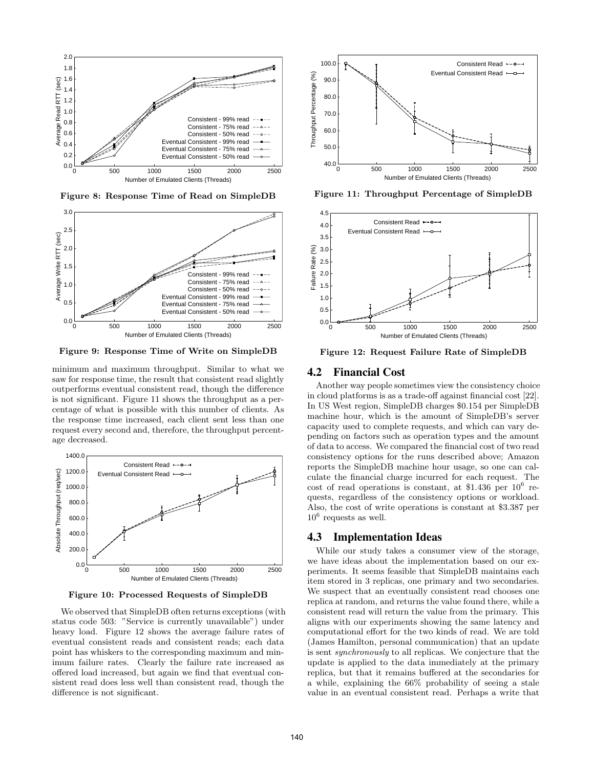Figure 8: Response Time of Read on SimpleDB

Figure 9: Response Time of Write on SimpleDB

minimum and maximum throughput. Similar to what we saw for response time, the result that consistent read slightly outperforms eventual consistent read, though the difference is not significant. Figure 11 shows the throughput as a percentage of what is possible with this number of clients. As the response time increased, each client sent less than one request every second and, therefore, the throughput percentage decreased.

Figure 10: Processed Requests of SimpleDB

We observed that SimpleDB often returns exceptions (with status code 503: "Service is currently unavailable") under heavy load. Figure 12 shows the average failure rates of eventual consistent reads and consistent reads; each data point has whiskers to the corresponding maximum and minimum failure rates. Clearly the failure rate increased as offered load increased, but again we find that eventual consistent read does less well than consistent read, though the difference is not significant.

Figure 11: Throughput Percentage of SimpleDB

Figure 12: Request Failure Rate of SimpleDB

## 4.2 Financial Cost

Another way people sometimes view the consistency choice in cloud platforms is as a trade-off against financial cost [22]. In US West region, SimpleDB charges $0.154 per SimpleDB machine hour, which is the amount of SimpleDB's server capacity used to complete requests, and which can vary depending on factors such as operation types and the amount of data to access. We compared the financial cost of two read consistency options for the runs described above; Amazon reports the SimpleDB machine hour usage, so one can calculate the financial charge incurred for each request. The cost of read operations is constant, at $1.436 per $10^6$ requests, regardless of the consistency options or workload. Also, the cost of write operations is constant at $3.387 per $10^6$ requests as well.

## 4.3 Implementation Ideas

While our study takes a consumer view of the storage, we have ideas about the implementation based on our experiments. It seems feasible that SimpleDB maintains each item stored in 3 replicas, one primary and two secondaries. We suspect that an eventually consistent read chooses one replica at random, and returns the value found there, while a consistent read will return the value from the primary. This aligns with our experiments showing the same latency and computational effort for the two kinds of read. We are told (James Hamilton, personal communication) that an update is sent *synchronously* to all replicas. We conjecture that the update is applied to the data immediately at the primary replica, but that it remains buffered at the secondaries for a while, explaining the 66% probability of seeing a stale value in an eventual consistent read. Perhaps a write that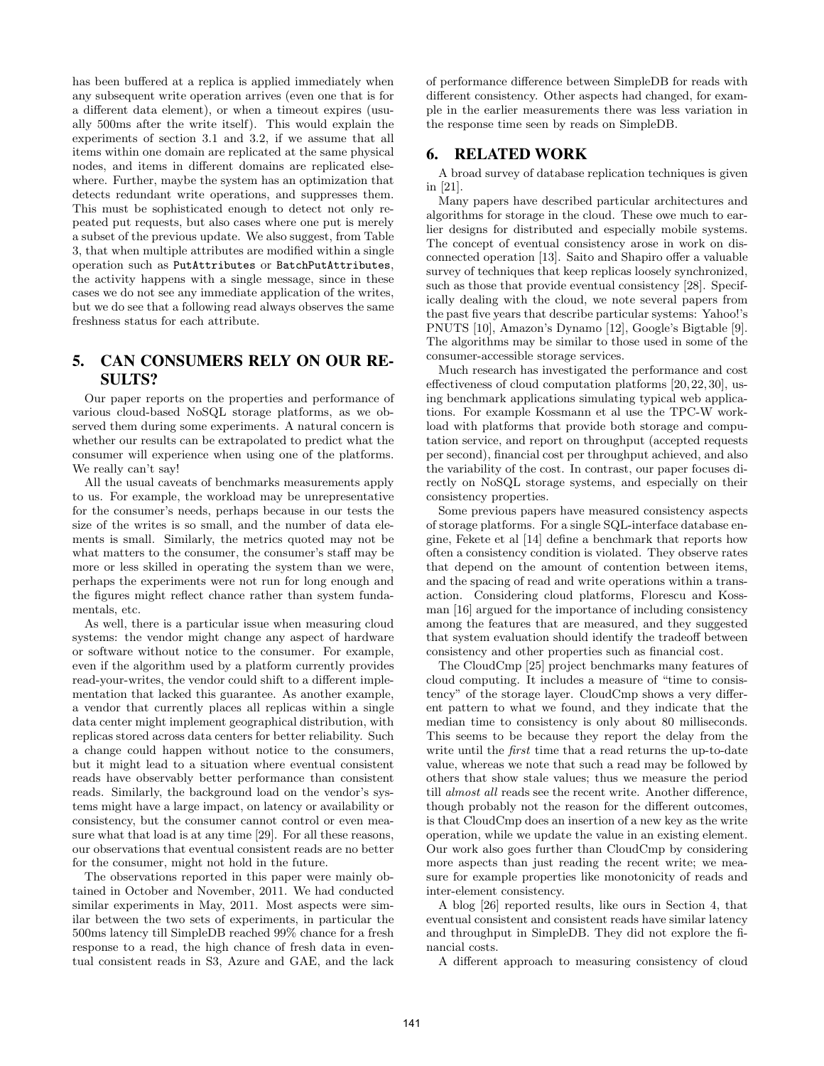has been buffered at a replica is applied immediately when any subsequent write operation arrives (even one that is for a different data element), or when a timeout expires (usually 500ms after the write itself). This would explain the experiments of section 3.1 and 3.2, if we assume that all items within one domain are replicated at the same physical nodes, and items in different domains are replicated elsewhere. Further, maybe the system has an optimization that detects redundant write operations, and suppresses them. This must be sophisticated enough to detect not only repeated put requests, but also cases where one put is merely a subset of the previous update. We also suggest, from Table 3, that when multiple attributes are modified within a single operation such as `PutAttributes` or `BatchPutAttributes`, the activity happens with a single message, since in these cases we do not see any immediate application of the writes, but we do see that a following read always observes the same freshness status for each attribute.

## 5. CAN CONSUMERS RELY ON OUR RESULTS?

Our paper reports on the properties and performance of various cloud-based NoSQL storage platforms, as we observed them during some experiments. A natural concern is whether our results can be extrapolated to predict what the consumer will experience when using one of the platforms. We really can't say!

All the usual caveats of benchmarks measurements apply to us. For example, the workload may be unrepresentative for the consumer's needs, perhaps because in our tests the size of the writes is so small, and the number of data elements is small. Similarly, the metrics quoted may not be what matters to the consumer, the consumer's staff may be more or less skilled in operating the system than we were, perhaps the experiments were not run for long enough and the figures might reflect chance rather than system fundamentals, etc.

As well, there is a particular issue when measuring cloud systems: the vendor might change any aspect of hardware or software without notice to the consumer. For example, even if the algorithm used by a platform currently provides read-your-writes, the vendor could shift to a different implementation that lacked this guarantee. As another example, a vendor that currently places all replicas within a single data center might implement geographical distribution, with replicas stored across data centers for better reliability. Such a change could happen without notice to the consumers, but it might lead to a situation where eventual consistent reads have observably better performance than consistent reads. Similarly, the background load on the vendor's systems might have a large impact, on latency or availability or consistency, but the consumer cannot control or even measure what that load is at any time [29]. For all these reasons, our observations that eventual consistent reads are no better for the consumer, might not hold in the future.

The observations reported in this paper were mainly obtained in October and November, 2011. We had conducted similar experiments in May, 2011. Most aspects were similar between the two sets of experiments, in particular the 500ms latency till SimpleDB reached 99% chance for a fresh response to a read, the high chance of fresh data in eventual consistent reads in S3, Azure and GAE, and the lack of performance difference between SimpleDB for reads with different consistency. Other aspects had changed, for example in the earlier measurements there was less variation in the response time seen by reads on SimpleDB.

## 6. RELATED WORK

A broad survey of database replication techniques is given in [21].

Many papers have described particular architectures and algorithms for storage in the cloud. These owe much to earlier designs for distributed and especially mobile systems. The concept of eventual consistency arose in work on disconnected operation [13]. Saito and Shapiro offer a valuable survey of techniques that keep replicas loosely synchronized, such as those that provide eventual consistency [28]. Specifically dealing with the cloud, we note several papers from the past five years that describe particular systems: Yahoo!'s PNUTS [10], Amazon's Dynamo [12], Google's Bigtable [9]. The algorithms may be similar to those used in some of the consumer-accessible storage services.

Much research has investigated the performance and cost effectiveness of cloud computation platforms [20, 22, 30], using benchmark applications simulating typical web applications. For example Kossmann et al use the TPC-W workload with platforms that provide both storage and computation service, and report on throughput (accepted requests per second), financial cost per throughput achieved, and also the variability of the cost. In contrast, our paper focuses directly on NoSQL storage systems, and especially on their consistency properties.

Some previous papers have measured consistency aspects of storage platforms. For a single SQL-interface database engine, Fekete et al [14] define a benchmark that reports how often a consistency condition is violated. They observe rates that depend on the amount of contention between items, and the spacing of read and write operations within a transaction. Considering cloud platforms, Florescu and Kossman [16] argued for the importance of including consistency among the features that are measured, and they suggested that system evaluation should identify the tradeoff between consistency and other properties such as financial cost.

The CloudCmp [25] project benchmarks many features of cloud computing. It includes a measure of "time to consistency" of the storage layer. CloudCmp shows a very different pattern to what we found, and they indicate that the median time to consistency is only about 80 milliseconds. This seems to be because they report the delay from the write until the *first* time that a read returns the up-to-date value, whereas we note that such a read may be followed by others that show stale values; thus we measure the period till *almost all* reads see the recent write. Another difference, though probably not the reason for the different outcomes, is that CloudCmp does an insertion of a new key as the write operation, while we update the value in an existing element. Our work also goes further than CloudCmp by considering more aspects than just reading the recent write; we measure for example properties like monotonicity of reads and inter-element consistency.

A blog [26] reported results, like ours in Section 4, that eventual consistent and consistent reads have similar latency and throughput in SimpleDB. They did not explore the financial costs.

A different approach to measuring consistency of cloud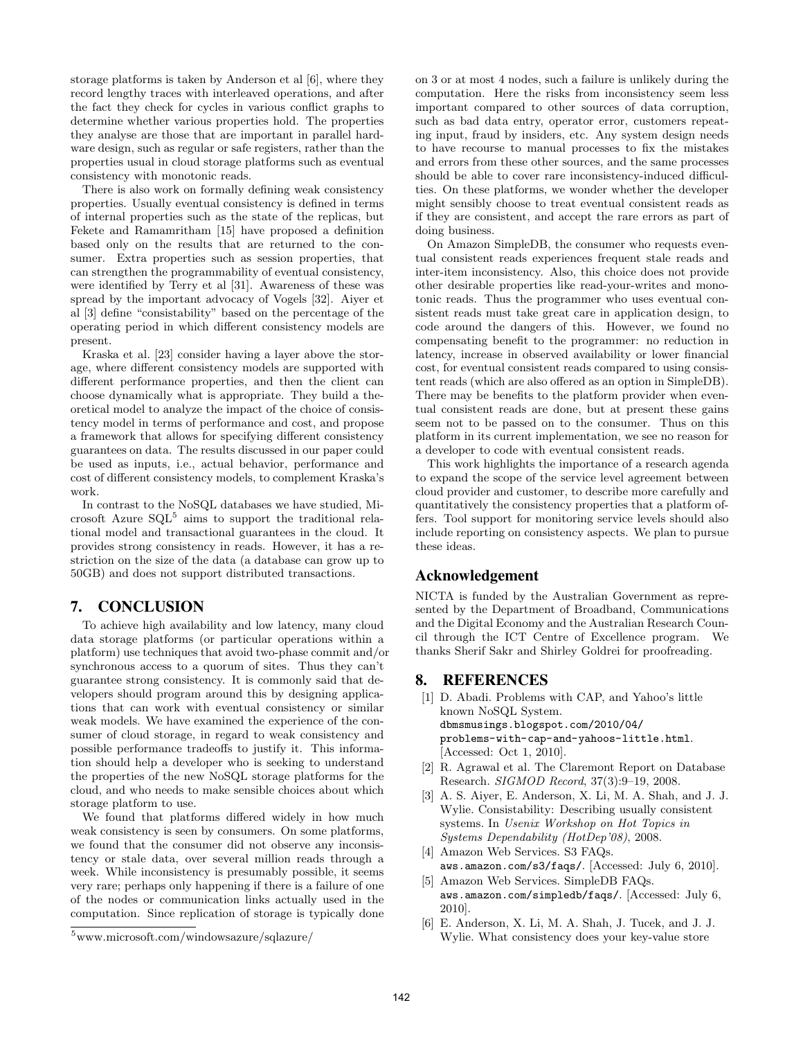storage platforms is taken by Anderson et al [6], where they record lengthy traces with interleaved operations, and after the fact they check for cycles in various conflict graphs to determine whether various properties hold. The properties they analyse are those that are important in parallel hardware design, such as regular or safe registers, rather than the properties usual in cloud storage platforms such as eventual consistency with monotonic reads.

There is also work on formally defining weak consistency properties. Usually eventual consistency is defined in terms of internal properties such as the state of the replicas, but Fekete and Ramamritham [15] have proposed a definition based only on the results that are returned to the consumer. Extra properties such as session properties, that can strengthen the programmability of eventual consistency, were identified by Terry et al [31]. Awareness of these was spread by the important advocacy of Vogels [32]. Aiyer et al [3] define "consistability" based on the percentage of the operating period in which different consistency models are present.

Kraska et al. [23] consider having a layer above the storage, where different consistency models are supported with different performance properties, and then the client can choose dynamically what is appropriate. They build a theoretical model to analyze the impact of the choice of consistency model in terms of performance and cost, and propose a framework that allows for specifying different consistency guarantees on data. The results discussed in our paper could be used as inputs, i.e., actual behavior, performance and cost of different consistency models, to complement Kraska's work.

In contrast to the NoSQL databases we have studied, Microsoft Azure SQL[5] aims to support the traditional relational model and transactional guarantees in the cloud. It provides strong consistency in reads. However, it has a restriction on the size of the data (a database can grow up to 50GB) and does not support distributed transactions.

## 7. CONCLUSION

To achieve high availability and low latency, many cloud data storage platforms (or particular operations within a platform) use techniques that avoid two-phase commit and/or synchronous access to a quorum of sites. Thus they can't guarantee strong consistency. It is commonly said that developers should program around this by designing applications that can work with eventual consistency or similar weak models. We have examined the experience of the consumer of cloud storage, in regard to weak consistency and possible performance tradeoffs to justify it. This information should help a developer who is seeking to understand the properties of the new NoSQL storage platforms for the cloud, and who needs to make sensible choices about which storage platform to use.

We found that platforms differed widely in how much weak consistency is seen by consumers. On some platforms, we found that the consumer did not observe any inconsistency or stale data, over several million reads through a week. While inconsistency is presumably possible, it seems very rare; perhaps only happening if there is a failure of one of the nodes or communication links actually used in the computation. Since replication of storage is typically done on 3 or at most 4 nodes, such a failure is unlikely during the computation. Here the risks from inconsistency seem less important compared to other sources of data corruption, such as bad data entry, operator error, customers repeating input, fraud by insiders, etc. Any system design needs to have recourse to manual processes to fix the mistakes and errors from these other sources, and the same processes should be able to cover rare inconsistency-induced difficulties. On these platforms, we wonder whether the developer might sensibly choose to treat eventual consistent reads as if they are consistent, and accept the rare errors as part of doing business.

On Amazon SimpleDB, the consumer who requests eventual consistent reads experiences frequent stale reads and inter-item inconsistency. Also, this choice does not provide other desirable properties like read-your-writes and monotonic reads. Thus the programmer who uses eventual consistent reads must take great care in application design, to code around the dangers of this. However, we found no compensating benefit to the programmer: no reduction in latency, increase in observed availability or lower financial cost, for eventual consistent reads compared to using consistent reads (which are also offered as an option in SimpleDB). There may be benefits to the platform provider when eventual consistent reads are done, but at present these gains seem not to be passed on to the consumer. Thus on this platform in its current implementation, we see no reason for a developer to code with eventual consistent reads.

This work highlights the importance of a research agenda to expand the scope of the service level agreement between cloud provider and customer, to describe more carefully and quantitatively the consistency properties that a platform offers. Tool support for monitoring service levels should also include reporting on consistency aspects. We plan to pursue these ideas.

## Acknowledgement

NICTA is funded by the Australian Government as represented by the Department of Broadband, Communications and the Digital Economy and the Australian Research Council through the ICT Centre of Excellence program. We thanks Sherif Sakr and Shirley Goldrei for proofreading.

## 8. REFERENCES

[1] D. Abadi. Problems with CAP, and Yahoo's little known NoSQL System. dbmsmusings.blogspot.com/2010/04/problems-with-cap-and-yahoos-little.html. [Accessed: Oct 1, 2010].

[2] R. Agrawal et al. The Claremont Report on Database Research. *SIGMOD Record*, 37(3):9–19, 2008.

[3] A. S. Aiyer, E. Anderson, X. Li, M. A. Shah, and J. J. Wylie. Consistability: Describing usually consistent systems. In *Usenix Workshop on Hot Topics in Systems Dependability (HotDep'08)*, 2008.

[4] Amazon Web Services. S3 FAQs. aws.amazon.com/s3/faqs/. [Accessed: July 6, 2010].

[5] Amazon Web Services. SimpleDB FAQs. aws.amazon.com/simpledb/faqs/. [Accessed: July 6, 2010].

[6] E. Anderson, X. Li, M. A. Shah, J. Tucek, and J. J. Wylie. What consistency does your key-value store

[5] www.microsoft.com/windowsazure/sqlazure/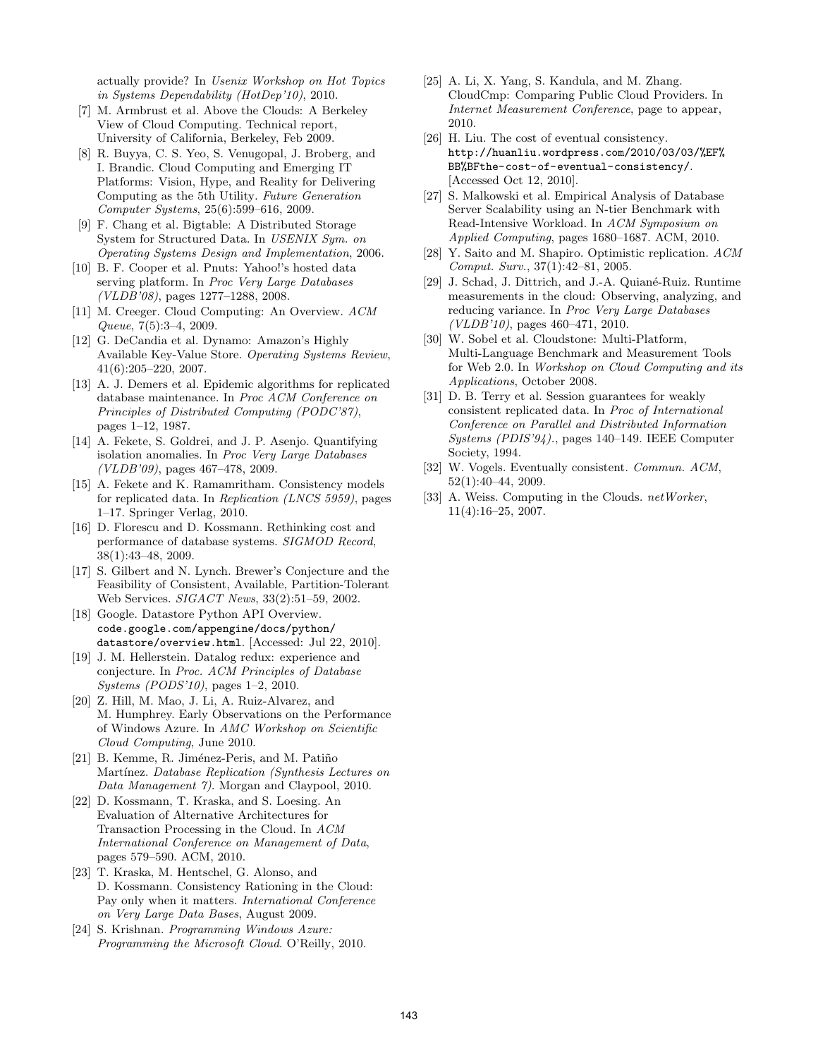actually provide? In *Usenix Workshop on Hot Topics in Systems Dependability (HotDep'10)*, 2010.

[7] M. Armbrust et al. Above the Clouds: A Berkeley View of Cloud Computing. Technical report, University of California, Berkeley, Feb 2009.

[8] R. Buyya, C. S. Yeo, S. Venugopal, J. Broberg, and I. Brandic. Cloud Computing and Emerging IT Platforms: Vision, Hype, and Reality for Delivering Computing as the 5th Utility. *Future Generation Computer Systems*, 25(6):599–616, 2009.

[9] F. Chang et al. Bigtable: A Distributed Storage System for Structured Data. In *USENIX Sym. on Operating Systems Design and Implementation*, 2006.

[10] B. F. Cooper et al. Pnuts: Yahoo!'s hosted data serving platform. In *Proc Very Large Databases (VLDB'08)*, pages 1277–1288, 2008.

[11] M. Creeger. Cloud Computing: An Overview. *ACM Queue*, 7(5):3–4, 2009.

[12] G. DeCandia et al. Dynamo: Amazon's Highly Available Key-Value Store. *Operating Systems Review*, 41(6):205–220, 2007.

[13] A. J. Demers et al. Epidemic algorithms for replicated database maintenance. In *Proc ACM Conference on Principles of Distributed Computing (PODC'87)*, pages 1–12, 1987.

[14] A. Fekete, S. Goldrei, and J. P. Asenjo. Quantifying isolation anomalies. In *Proc Very Large Databases (VLDB'09)*, pages 467–478, 2009.

[15] A. Fekete and K. Ramamritham. Consistency models for replicated data. In *Replication (LNCS 5959)*, pages 1–17. Springer Verlag, 2010.

[16] D. Florescu and D. Kossmann. Rethinking cost and performance of database systems. *SIGMOD Record*, 38(1):43–48, 2009.

[17] S. Gilbert and N. Lynch. Brewer's Conjecture and the Feasibility of Consistent, Available, Partition-Tolerant Web Services. *SIGACT News*, 33(2):51–59, 2002.

[18] Google. Datastore Python API Overview. `code.google.com/appengine/docs/python/datastore/overview.html`. [Accessed: Jul 22, 2010].

[19] J. M. Hellerstein. Datalog redux: experience and conjecture. In *Proc. ACM Principles of Database Systems (PODS'10)*, pages 1–2, 2010.

[20] Z. Hill, M. Mao, J. Li, A. Ruiz-Alvarez, and M. Humphrey. Early Observations on the Performance of Windows Azure. In *AMC Workshop on Scientific Cloud Computing*, June 2010.

[21] B. Kemme, R. Jiménez-Peris, and M. Patiño Martínez. *Database Replication (Synthesis Lectures on Data Management 7)*. Morgan and Claypool, 2010.

[22] D. Kossmann, T. Kraska, and S. Loesing. An Evaluation of Alternative Architectures for Transaction Processing in the Cloud. In *ACM International Conference on Management of Data*, pages 579–590. ACM, 2010.

[23] T. Kraska, M. Hentschel, G. Alonso, and D. Kossmann. Consistency Rationing in the Cloud: Pay only when it matters. *International Conference on Very Large Data Bases*, August 2009.

[24] S. Krishnan. *Programming Windows Azure: Programming the Microsoft Cloud*. O'Reilly, 2010.

[25] A. Li, X. Yang, S. Kandula, and M. Zhang. CloudCmp: Comparing Public Cloud Providers. In *Internet Measurement Conference*, page to appear, 2010.

[26] H. Liu. The cost of eventual consistency. `http://huanliu.wordpress.com/2010/03/03/%EF%BB%BFthe-cost-of-eventual-consistency/`. [Accessed Oct 12, 2010].

[27] S. Malkowski et al. Empirical Analysis of Database Server Scalability using an N-tier Benchmark with Read-Intensive Workload. In *ACM Symposium on Applied Computing*, pages 1680–1687. ACM, 2010.

[28] Y. Saito and M. Shapiro. Optimistic replication. *ACM Comput. Surv.*, 37(1):42–81, 2005.

[29] J. Schad, J. Dittrich, and J.-A. Quiané-Ruiz. Runtime measurements in the cloud: Observing, analyzing, and reducing variance. In *Proc Very Large Databases (VLDB'10)*, pages 460–471, 2010.

[30] W. Sobel et al. Cloudstone: Multi-Platform, Multi-Language Benchmark and Measurement Tools for Web 2.0. In *Workshop on Cloud Computing and its Applications*, October 2008.

[31] D. B. Terry et al. Session guarantees for weakly consistent replicated data. In *Proc of International Conference on Parallel and Distributed Information Systems (PDIS'94).*, pages 140–149. IEEE Computer Society, 1994.

[32] W. Vogels. Eventually consistent. *Commun. ACM*, 52(1):40–44, 2009.

[33] A. Weiss. Computing in the Clouds. *netWorker*, 11(4):16–25, 2007.